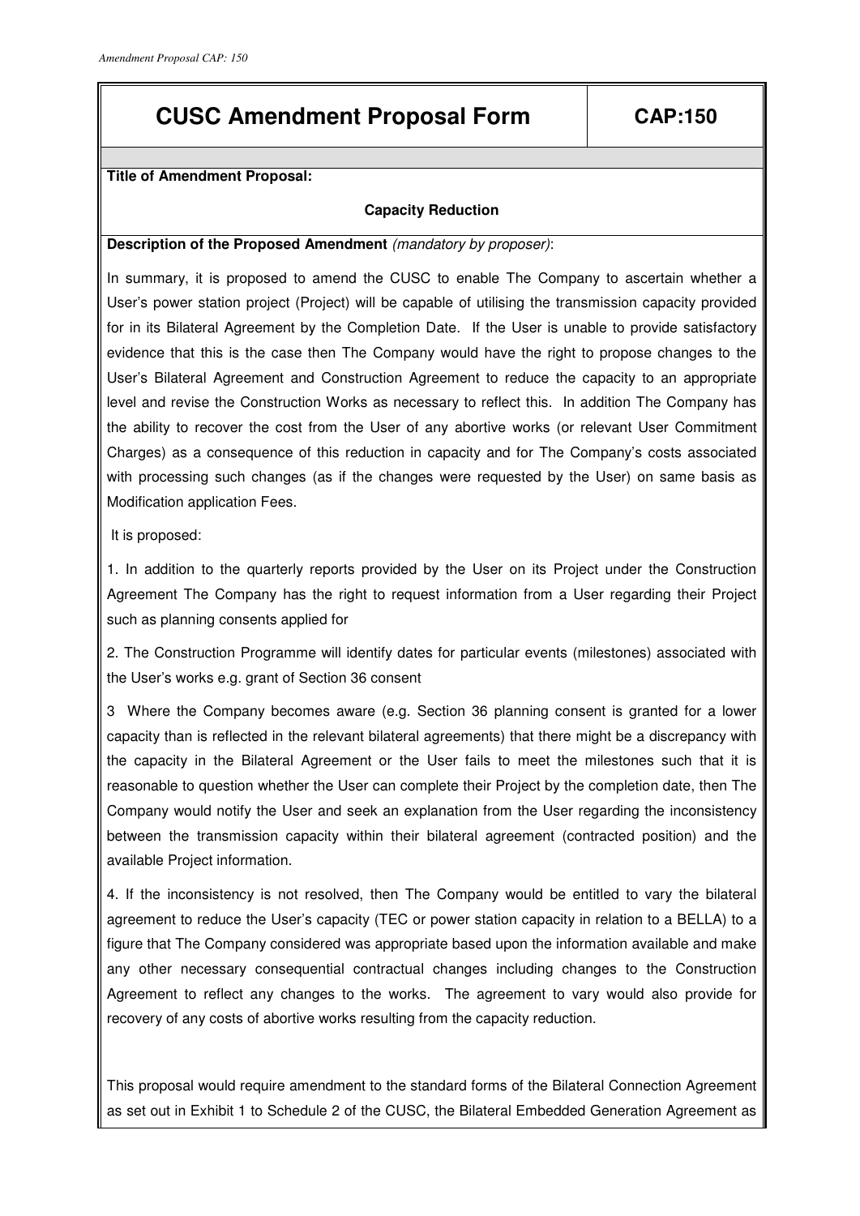# CUSC Amendment Proposal Form

**CAP:150**

**Title of Amendment Proposal:**

**Capacity Reduction**

**Description of the Proposed Amendment** *(mandatory by proposer)*:

In summary, it is proposed to amend the CUSC to enable The Company to ascertain whether a User's power station project (Project) will be capable of utilising the transmission capacity provided for in its Bilateral Agreement by the Completion Date. If the User is unable to provide satisfactory evidence that this is the case then The Company would have the right to propose changes to the User's Bilateral Agreement and Construction Agreement to reduce the capacity to an appropriate level and revise the Construction Works as necessary to reflect this. In addition The Company has the ability to recover the cost from the User of any abortive works (or relevant User Commitment Charges) as a consequence of this reduction in capacity and for The Company's costs associated with processing such changes (as if the changes were requested by the User) on same basis as Modification application Fees.

It is proposed:

1. In addition to the quarterly reports provided by the User on its Project under the Construction Agreement The Company has the right to request information from a User regarding their Project such as planning consents applied for

2. The Construction Programme will identify dates for particular events (milestones) associated with the User's works e.g. grant of Section 36 consent

3 Where the Company becomes aware (e.g. Section 36 planning consent is granted for a lower capacity than is reflected in the relevant bilateral agreements) that there might be a discrepancy with the capacity in the Bilateral Agreement or the User fails to meet the milestones such that it is reasonable to question whether the User can complete their Project by the completion date, then The Company would notify the User and seek an explanation from the User regarding the inconsistency between the transmission capacity within their bilateral agreement (contracted position) and the available Project information.

4. If the inconsistency is not resolved, then The Company would be entitled to vary the bilateral agreement to reduce the User's capacity (TEC or power station capacity in relation to a BELLA) to a figure that The Company considered was appropriate based upon the information available and make any other necessary consequential contractual changes including changes to the Construction Agreement to reflect any changes to the works. The agreement to vary would also provide for recovery of any costs of abortive works resulting from the capacity reduction.

This proposal would require amendment to the standard forms of the Bilateral Connection Agreement as set out in Exhibit 1 to Schedule 2 of the CUSC, the Bilateral Embedded Generation Agreement as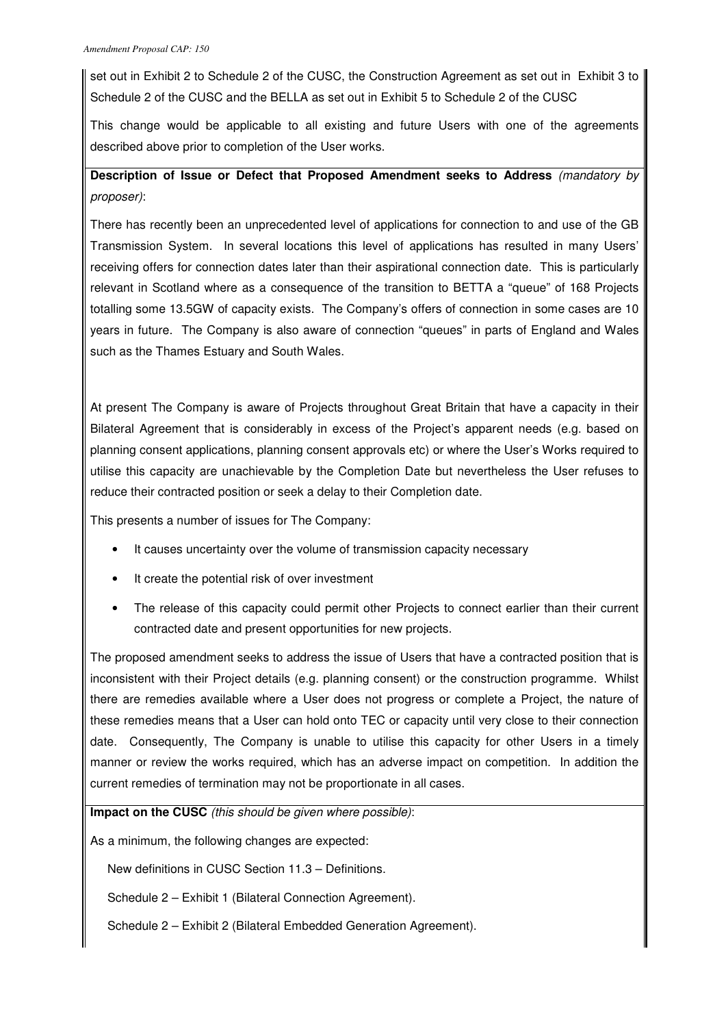set out in Exhibit 2 to Schedule 2 of the CUSC, the Construction Agreement as set out in Exhibit 3 to Schedule 2 of the CUSC and the BELLA as set out in Exhibit 5 to Schedule 2 of the CUSC

This change would be applicable to all existing and future Users with one of the agreements described above prior to completion of the User works.

**Description of Issue or Defect that Proposed Amendment seeks to Address** *(mandatory by proposer)*:

There has recently been an unprecedented level of applications for connection to and use of the GB Transmission System. In several locations this level of applications has resulted in many Users' receiving offers for connection dates later than their aspirational connection date. This is particularly relevant in Scotland where as a consequence of the transition to BETTA a "queue" of 168 Projects totalling some 13.5GW of capacity exists. The Company's offers of connection in some cases are 10 years in future. The Company is also aware of connection "queues" in parts of England and Wales such as the Thames Estuary and South Wales.

At present The Company is aware of Projects throughout Great Britain that have a capacity in their Bilateral Agreement that is considerably in excess of the Project's apparent needs (e.g. based on planning consent applications, planning consent approvals etc) or where the User's Works required to utilise this capacity are unachievable by the Completion Date but nevertheless the User refuses to reduce their contracted position or seek a delay to their Completion date.

This presents a number of issues for The Company:

- It causes uncertainty over the volume of transmission capacity necessary
- It create the potential risk of over investment
- The release of this capacity could permit other Projects to connect earlier than their current contracted date and present opportunities for new projects.

The proposed amendment seeks to address the issue of Users that have a contracted position that is inconsistent with their Project details (e.g. planning consent) or the construction programme. Whilst there are remedies available where a User does not progress or complete a Project, the nature of these remedies means that a User can hold onto TEC or capacity until very close to their connection date. Consequently, The Company is unable to utilise this capacity for other Users in a timely manner or review the works required, which has an adverse impact on competition. In addition the current remedies of termination may not be proportionate in all cases.

**Impact on the CUSC** *(this should be given where possible)*:

As a minimum, the following changes are expected:

New definitions in CUSC Section 11.3 – Definitions.

Schedule 2 – Exhibit 1 (Bilateral Connection Agreement).

Schedule 2 – Exhibit 2 (Bilateral Embedded Generation Agreement).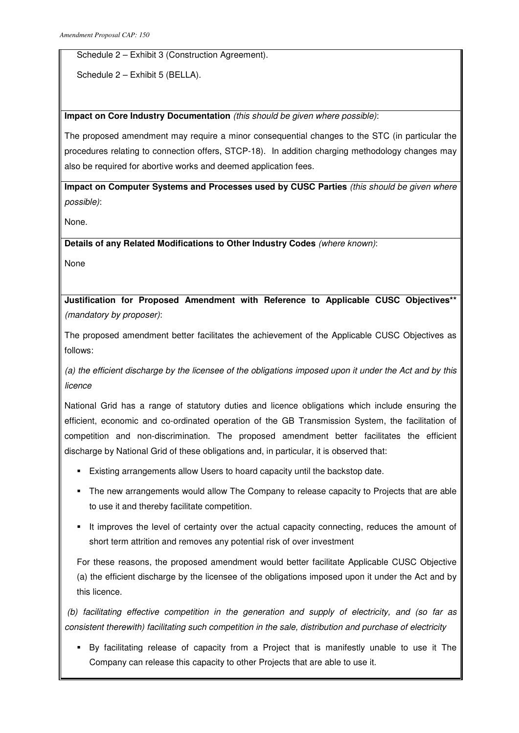Schedule 2 – Exhibit 3 (Construction Agreement).

Schedule 2 – Exhibit 5 (BELLA).

**Impact on Core Industry Documentation** *(this should be given where possible)*:

The proposed amendment may require a minor consequential changes to the STC (in particular the procedures relating to connection offers, STCP-18). In addition charging methodology changes may also be required for abortive works and deemed application fees.

**Impact on Computer Systems and Processes used by CUSC Parties** *(this should be given where possible)*:

None.

**Details of any Related Modifications to Other Industry Codes** *(where known)*:

None

**Justification for Proposed Amendment with Reference to Applicable CUSC Objectives**** *(mandatory by proposer)*:

The proposed amendment better facilitates the achievement of the Applicable CUSC Objectives as follows:

*(a) the efficient discharge by the licensee of the obligations imposed upon it under the Act and by this licence*

National Grid has a range of statutory duties and licence obligations which include ensuring the efficient, economic and co-ordinated operation of the GB Transmission System, the facilitation of competition and non-discrimination. The proposed amendment better facilitates the efficient discharge by National Grid of these obligations and, in particular, it is observed that:

- Existing arrangements allow Users to hoard capacity until the backstop date.
- The new arrangements would allow The Company to release capacity to Projects that are able to use it and thereby facilitate competition.
- It improves the level of certainty over the actual capacity connecting, reduces the amount of short term attrition and removes any potential risk of over investment

For these reasons, the proposed amendment would better facilitate Applicable CUSC Objective (a) the efficient discharge by the licensee of the obligations imposed upon it under the Act and by this licence.

*(b) facilitating effective competition in the generation and supply of electricity, and (so far as consistent therewith) facilitating such competition in the sale, distribution and purchase of electricity*

- By facilitating release of capacity from a Project that is manifestly unable to use it The Company can release this capacity to other Projects that are able to use it.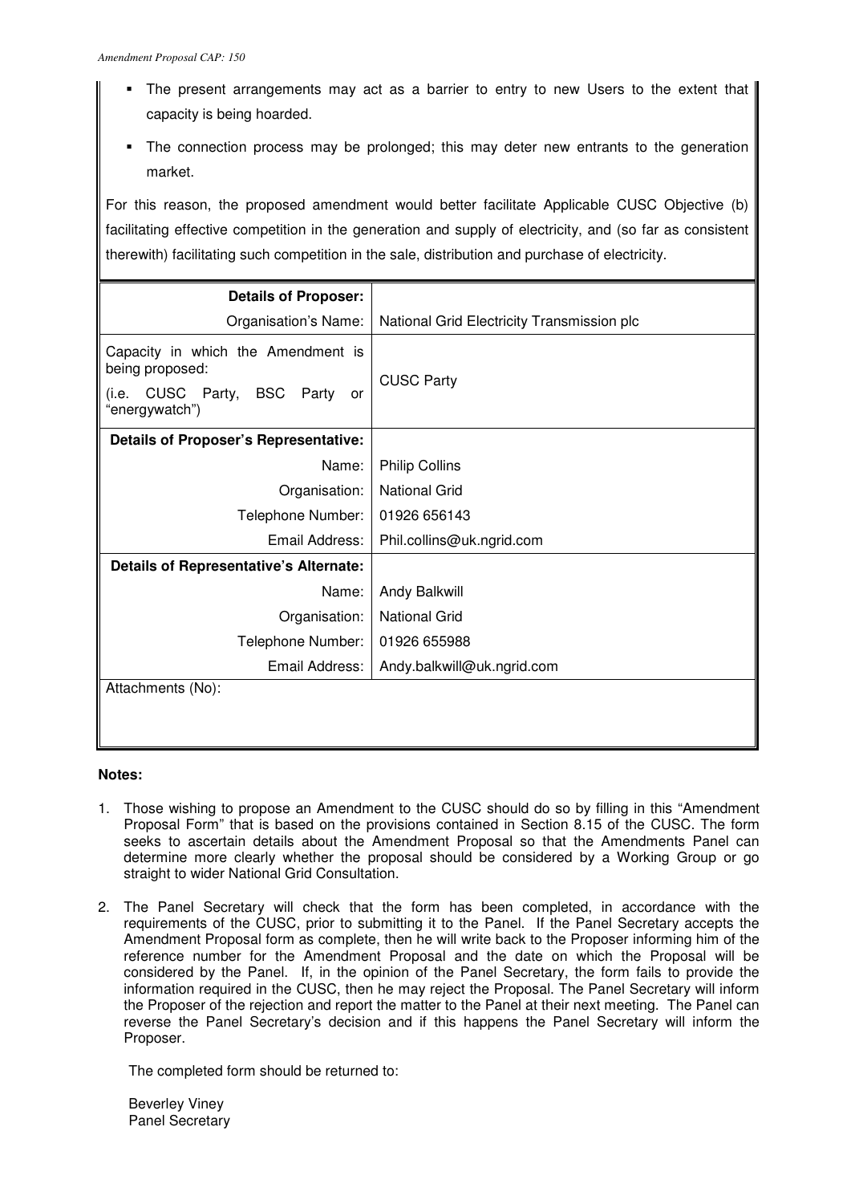- The present arrangements may act as a barrier to entry to new Users to the extent that capacity is being hoarded.
- The connection process may be prolonged; this may deter new entrants to the generation market.

For this reason, the proposed amendment would better facilitate Applicable CUSC Objective (b) facilitating effective competition in the generation and supply of electricity, and (so far as consistent therewith) facilitating such competition in the sale, distribution and purchase of electricity.

| **Details of Proposer:** | |
|---|---|
| Organisation's Name: | National Grid Electricity Transmission plc |
| Capacity in which the Amendment is being proposed: (i.e. CUSC Party, BSC Party or "energywatch") | CUSC Party |
| **Details of Proposer's Representative:** | |
| Name: | Philip Collins |
| Organisation: | National Grid |
| Telephone Number: | 01926 656143 |
| Email Address: | Phil.collins@uk.ngrid.com |
| **Details of Representative's Alternate:** | |
| Name: | Andy Balkwill |
| Organisation: | National Grid |
| Telephone Number: | 01926 655988 |
| Email Address: | Andy.balkwill@uk.ngrid.com |
| Attachments (No): | |

**Notes:**

1. Those wishing to propose an Amendment to the CUSC should do so by filling in this "Amendment Proposal Form" that is based on the provisions contained in Section 8.15 of the CUSC. The form seeks to ascertain details about the Amendment Proposal so that the Amendments Panel can determine more clearly whether the proposal should be considered by a Working Group or go straight to wider National Grid Consultation.

2. The Panel Secretary will check that the form has been completed, in accordance with the requirements of the CUSC, prior to submitting it to the Panel. If the Panel Secretary accepts the Amendment Proposal form as complete, then he will write back to the Proposer informing him of the reference number for the Amendment Proposal and the date on which the Proposal will be considered by the Panel. If, in the opinion of the Panel Secretary, the form fails to provide the information required in the CUSC, then he may reject the Proposal. The Panel Secretary will inform the Proposer of the rejection and report the matter to the Panel at their next meeting. The Panel can reverse the Panel Secretary's decision and if this happens the Panel Secretary will inform the Proposer.

   The completed form should be returned to:

   Beverley Viney
   Panel Secretary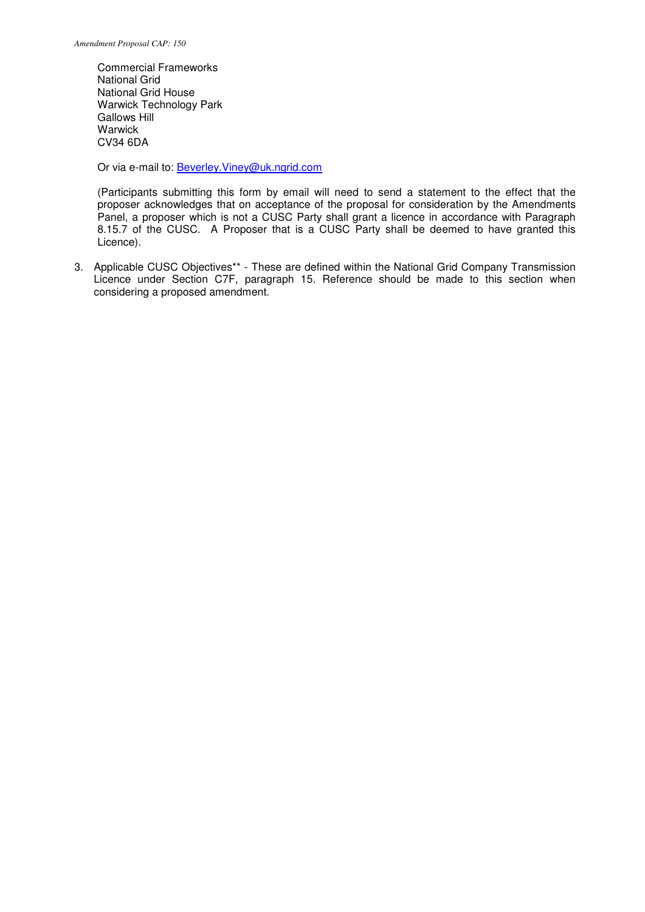Commercial Frameworks
National Grid
National Grid House
Warwick Technology Park
Gallows Hill
Warwick
CV34 6DA

Or via e-mail to: Beverley.Viney@uk.ngrid.com

(Participants submitting this form by email will need to send a statement to the effect that the proposer acknowledges that on acceptance of the proposal for consideration by the Amendments Panel, a proposer which is not a CUSC Party shall grant a licence in accordance with Paragraph 8.15.7 of the CUSC. A Proposer that is a CUSC Party shall be deemed to have granted this Licence).

3. Applicable CUSC Objectives** - These are defined within the National Grid Company Transmission Licence under Section C7F, paragraph 15. Reference should be made to this section when considering a proposed amendment.